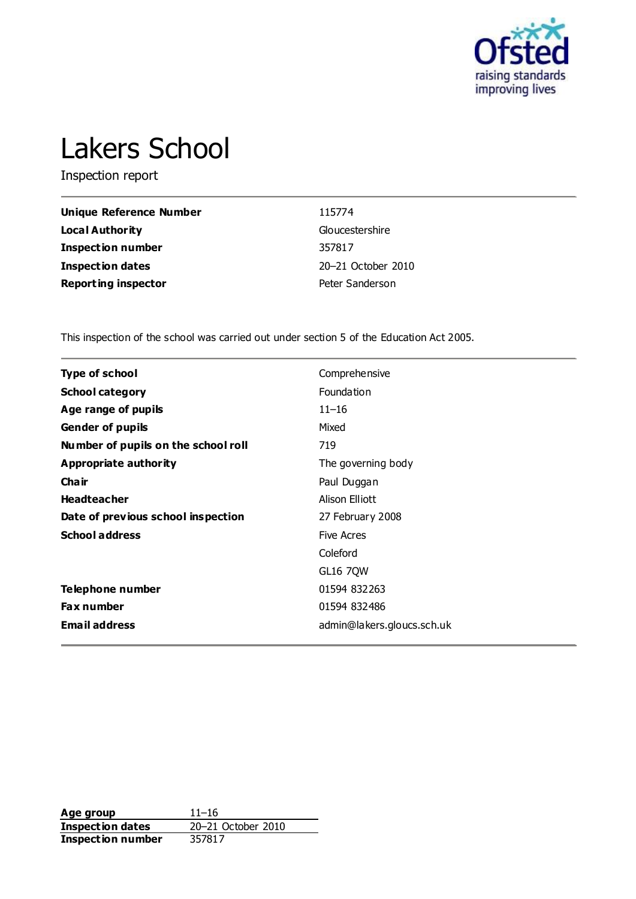# Lakers School

Inspection report

| | |
|---|---|
| **Unique Reference Number** | 115774 |
| **Local Authority** | Gloucestershire |
| **Inspection number** | 357817 |
| **Inspection dates** | 20–21 October 2010 |
| **Reporting inspector** | Peter Sanderson |

This inspection of the school was carried out under section 5 of the Education Act 2005.

| | |
|---|---|
| **Type of school** | Comprehensive |
| **School category** | Foundation |
| **Age range of pupils** | 11–16 |
| **Gender of pupils** | Mixed |
| **Number of pupils on the school roll** | 719 |
| **Appropriate authority** | The governing body |
| **Chair** | Paul Duggan |
| **Headteacher** | Alison Elliott |
| **Date of previous school inspection** | 27 February 2008 |
| **School address** | Five Acres<br>Coleford<br>GL16 7QW |
| **Telephone number** | 01594 832263 |
| **Fax number** | 01594 832486 |
| **Email address** | admin@lakers.gloucs.sch.uk |

| | |
|---|---|
| **Age group** | 11–16 |
| **Inspection dates** | 20–21 October 2010 |
| **Inspection number** | 357817 |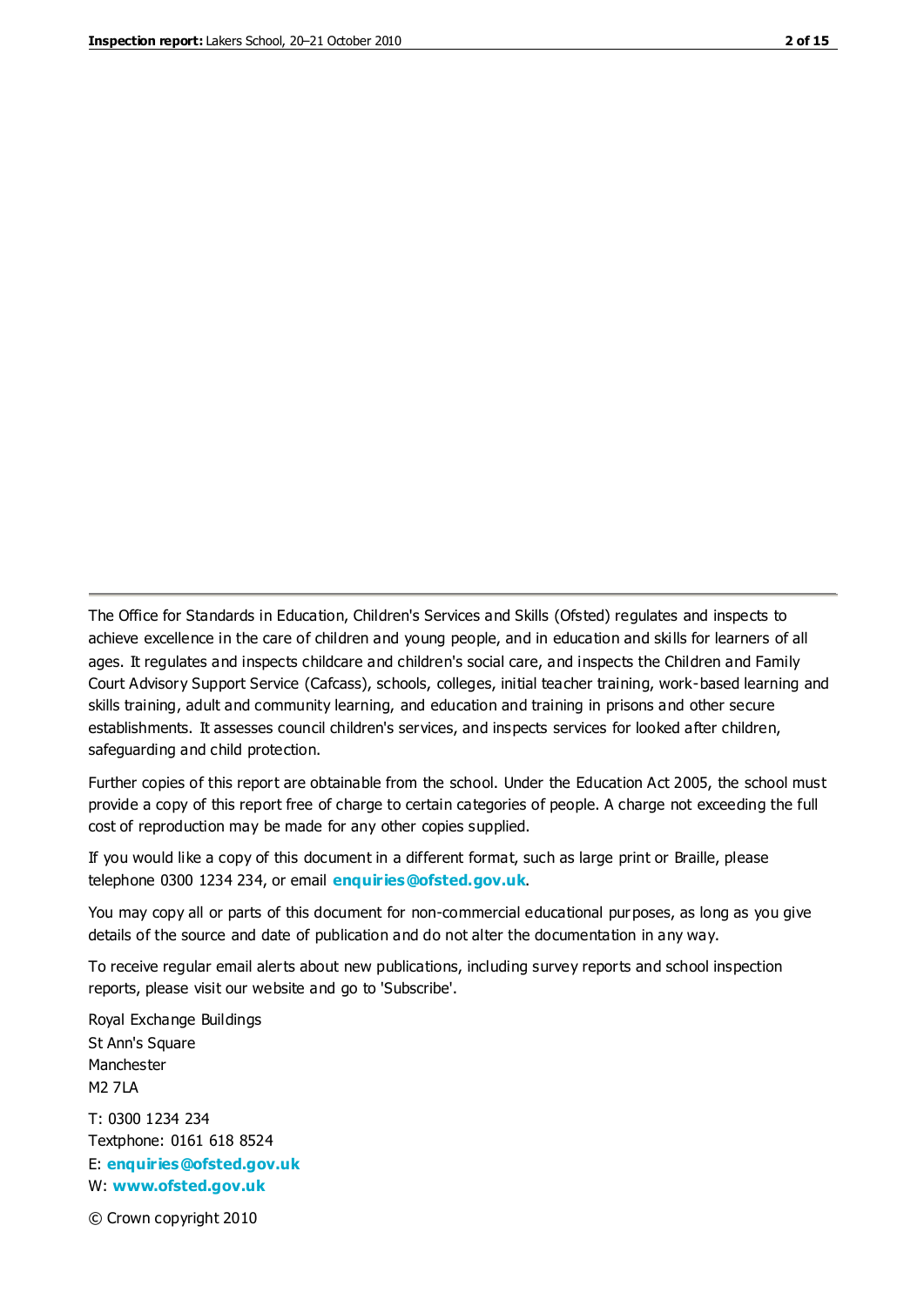The Office for Standards in Education, Children's Services and Skills (Ofsted) regulates and inspects to achieve excellence in the care of children and young people, and in education and skills for learners of all ages. It regulates and inspects childcare and children's social care, and inspects the Children and Family Court Advisory Support Service (Cafcass), schools, colleges, initial teacher training, work-based learning and skills training, adult and community learning, and education and training in prisons and other secure establishments. It assesses council children's services, and inspects services for looked after children, safeguarding and child protection.

Further copies of this report are obtainable from the school. Under the Education Act 2005, the school must provide a copy of this report free of charge to certain categories of people. A charge not exceeding the full cost of reproduction may be made for any other copies supplied.

If you would like a copy of this document in a different format, such as large print or Braille, please telephone 0300 1234 234, or email **enquiries@ofsted.gov.uk**.

You may copy all or parts of this document for non-commercial educational purposes, as long as you give details of the source and date of publication and do not alter the documentation in any way.

To receive regular email alerts about new publications, including survey reports and school inspection reports, please visit our website and go to 'Subscribe'.

Royal Exchange Buildings
St Ann's Square
Manchester
M2 7LA

T: 0300 1234 234
Textphone: 0161 618 8524
E: **enquiries@ofsted.gov.uk**
W: **www.ofsted.gov.uk**

© Crown copyright 2010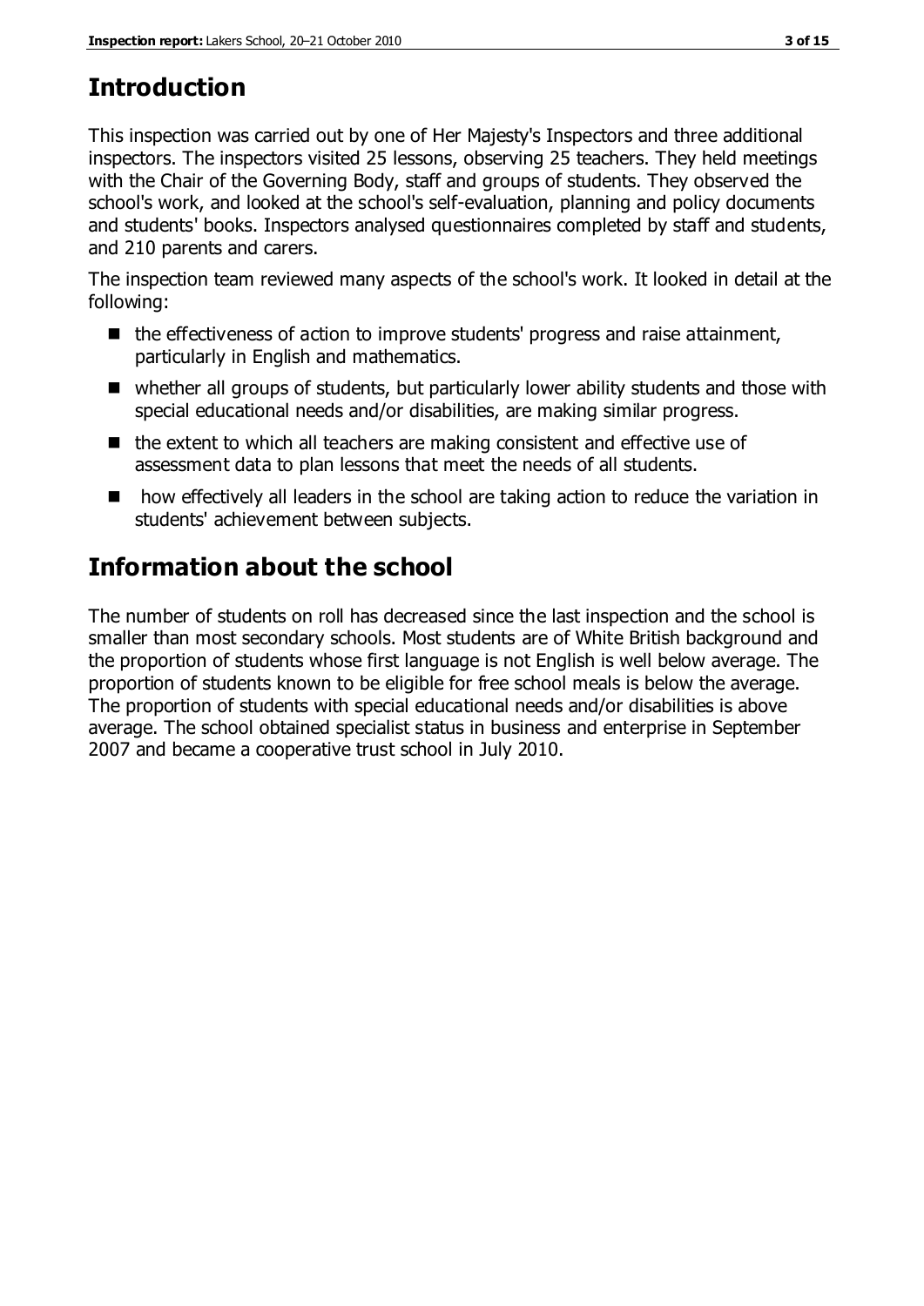## Introduction

This inspection was carried out by one of Her Majesty's Inspectors and three additional inspectors. The inspectors visited 25 lessons, observing 25 teachers. They held meetings with the Chair of the Governing Body, staff and groups of students. They observed the school's work, and looked at the school's self-evaluation, planning and policy documents and students' books. Inspectors analysed questionnaires completed by staff and students, and 210 parents and carers.

The inspection team reviewed many aspects of the school's work. It looked in detail at the following:

- the effectiveness of action to improve students' progress and raise attainment, particularly in English and mathematics.
- whether all groups of students, but particularly lower ability students and those with special educational needs and/or disabilities, are making similar progress.
- the extent to which all teachers are making consistent and effective use of assessment data to plan lessons that meet the needs of all students.
- how effectively all leaders in the school are taking action to reduce the variation in students' achievement between subjects.

## Information about the school

The number of students on roll has decreased since the last inspection and the school is smaller than most secondary schools. Most students are of White British background and the proportion of students whose first language is not English is well below average. The proportion of students known to be eligible for free school meals is below the average. The proportion of students with special educational needs and/or disabilities is above average. The school obtained specialist status in business and enterprise in September 2007 and became a cooperative trust school in July 2010.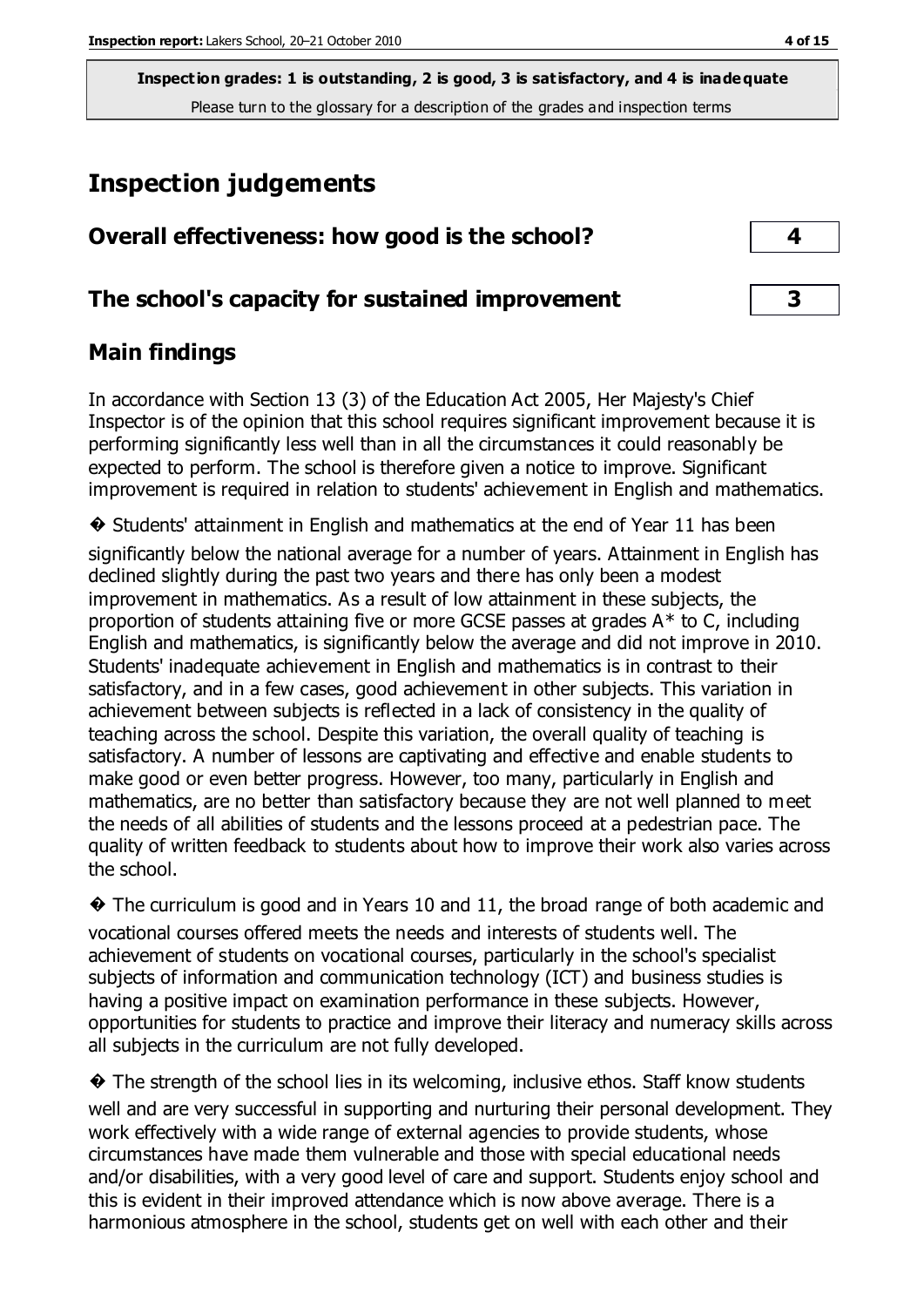**Inspection grades: 1 is outstanding, 2 is good, 3 is satisfactory, and 4 is inadequate**
Please turn to the glossary for a description of the grades and inspection terms

# Inspection judgements

## Overall effectiveness: how good is the school? 4

## The school's capacity for sustained improvement 3

## Main findings

In accordance with Section 13 (3) of the Education Act 2005, Her Majesty's Chief Inspector is of the opinion that this school requires significant improvement because it is performing significantly less well than in all the circumstances it could reasonably be expected to perform. The school is therefore given a notice to improve. Significant improvement is required in relation to students' achievement in English and mathematics.

- Students' attainment in English and mathematics at the end of Year 11 has been significantly below the national average for a number of years. Attainment in English has declined slightly during the past two years and there has only been a modest improvement in mathematics. As a result of low attainment in these subjects, the proportion of students attaining five or more GCSE passes at grades A* to C, including English and mathematics, is significantly below the average and did not improve in 2010. Students' inadequate achievement in English and mathematics is in contrast to their satisfactory, and in a few cases, good achievement in other subjects. This variation in achievement between subjects is reflected in a lack of consistency in the quality of teaching across the school. Despite this variation, the overall quality of teaching is satisfactory. A number of lessons are captivating and effective and enable students to make good or even better progress. However, too many, particularly in English and mathematics, are no better than satisfactory because they are not well planned to meet the needs of all abilities of students and the lessons proceed at a pedestrian pace. The quality of written feedback to students about how to improve their work also varies across the school.
- The curriculum is good and in Years 10 and 11, the broad range of both academic and vocational courses offered meets the needs and interests of students well. The achievement of students on vocational courses, particularly in the school's specialist subjects of information and communication technology (ICT) and business studies is having a positive impact on examination performance in these subjects. However, opportunities for students to practice and improve their literacy and numeracy skills across all subjects in the curriculum are not fully developed.
- The strength of the school lies in its welcoming, inclusive ethos. Staff know students well and are very successful in supporting and nurturing their personal development. They work effectively with a wide range of external agencies to provide students, whose circumstances have made them vulnerable and those with special educational needs and/or disabilities, with a very good level of care and support. Students enjoy school and this is evident in their improved attendance which is now above average. There is a harmonious atmosphere in the school, students get on well with each other and their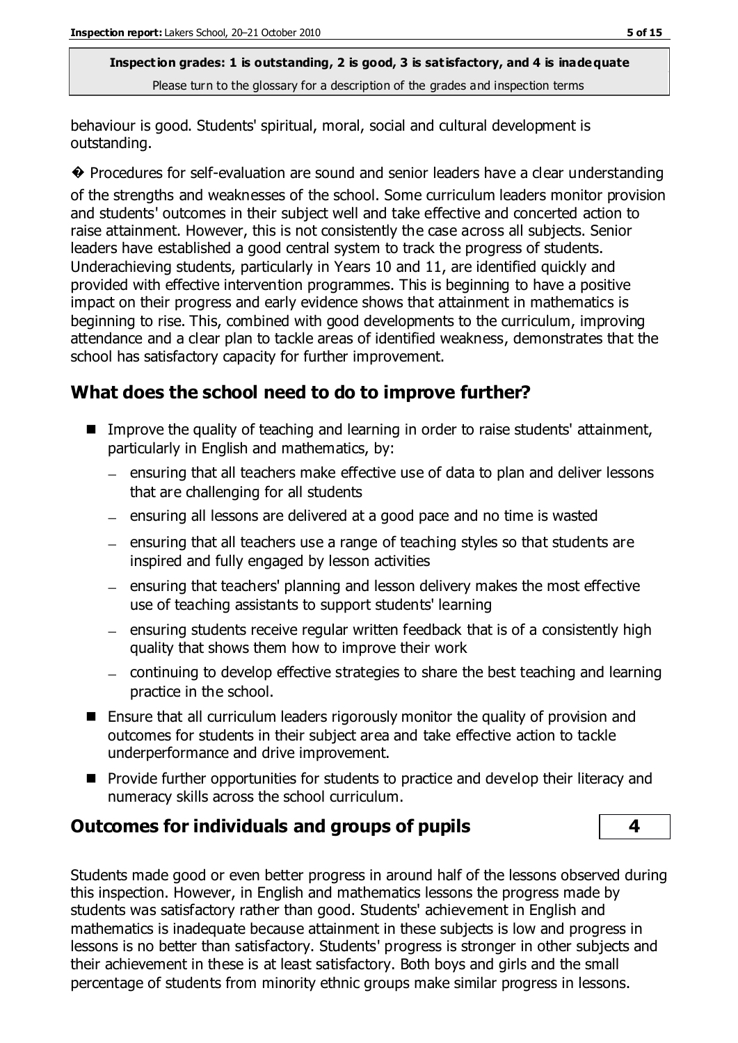behaviour is good. Students' spiritual, moral, social and cultural development is outstanding.

� Procedures for self-evaluation are sound and senior leaders have a clear understanding of the strengths and weaknesses of the school. Some curriculum leaders monitor provision and students' outcomes in their subject well and take effective and concerted action to raise attainment. However, this is not consistently the case across all subjects. Senior leaders have established a good central system to track the progress of students. Underachieving students, particularly in Years 10 and 11, are identified quickly and provided with effective intervention programmes. This is beginning to have a positive impact on their progress and early evidence shows that attainment in mathematics is beginning to rise. This, combined with good developments to the curriculum, improving attendance and a clear plan to tackle areas of identified weakness, demonstrates that the school has satisfactory capacity for further improvement.

## What does the school need to do to improve further?

- Improve the quality of teaching and learning in order to raise students' attainment, particularly in English and mathematics, by:
  - ensuring that all teachers make effective use of data to plan and deliver lessons that are challenging for all students
  - ensuring all lessons are delivered at a good pace and no time is wasted
  - ensuring that all teachers use a range of teaching styles so that students are inspired and fully engaged by lesson activities
  - ensuring that teachers' planning and lesson delivery makes the most effective use of teaching assistants to support students' learning
  - ensuring students receive regular written feedback that is of a consistently high quality that shows them how to improve their work
  - continuing to develop effective strategies to share the best teaching and learning practice in the school.
- Ensure that all curriculum leaders rigorously monitor the quality of provision and outcomes for students in their subject area and take effective action to tackle underperformance and drive improvement.
- Provide further opportunities for students to practice and develop their literacy and numeracy skills across the school curriculum.

## Outcomes for individuals and groups of pupils — 4

Students made good or even better progress in around half of the lessons observed during this inspection. However, in English and mathematics lessons the progress made by students was satisfactory rather than good. Students' achievement in English and mathematics is inadequate because attainment in these subjects is low and progress in lessons is no better than satisfactory. Students' progress is stronger in other subjects and their achievement in these is at least satisfactory. Both boys and girls and the small percentage of students from minority ethnic groups make similar progress in lessons.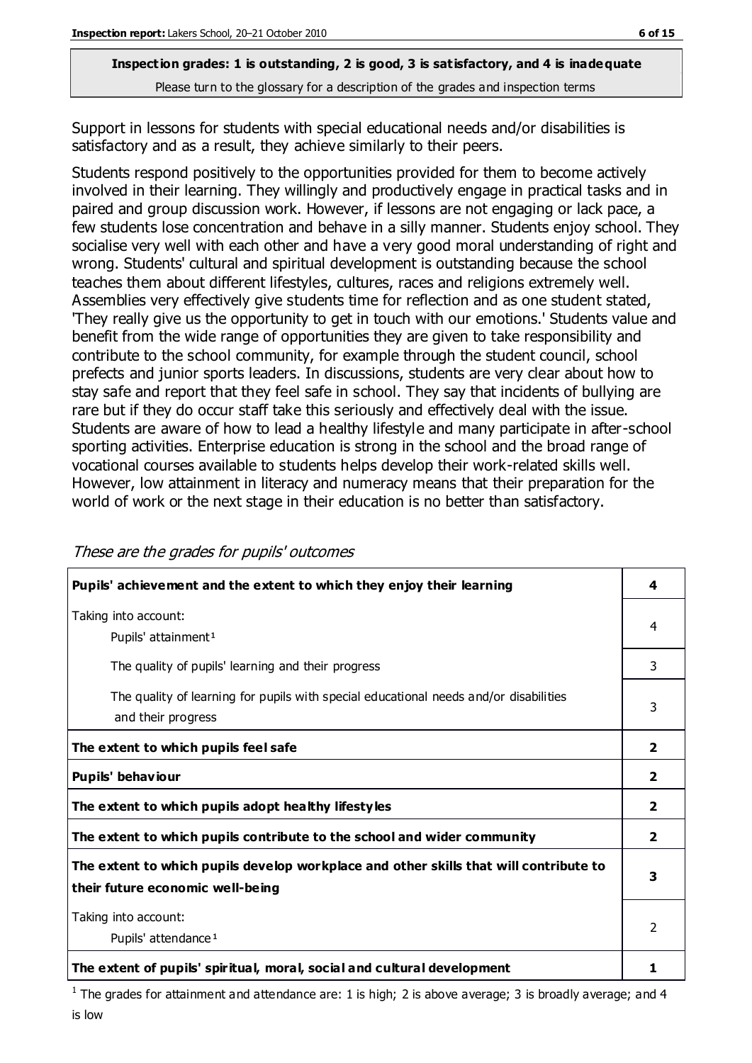**Inspection grades: 1 is outstanding, 2 is good, 3 is satisfactory, and 4 is inadequate**
Please turn to the glossary for a description of the grades and inspection terms

Support in lessons for students with special educational needs and/or disabilities is satisfactory and as a result, they achieve similarly to their peers.

Students respond positively to the opportunities provided for them to become actively involved in their learning. They willingly and productively engage in practical tasks and in paired and group discussion work. However, if lessons are not engaging or lack pace, a few students lose concentration and behave in a silly manner. Students enjoy school. They socialise very well with each other and have a very good moral understanding of right and wrong. Students' cultural and spiritual development is outstanding because the school teaches them about different lifestyles, cultures, races and religions extremely well. Assemblies very effectively give students time for reflection and as one student stated, 'They really give us the opportunity to get in touch with our emotions.' Students value and benefit from the wide range of opportunities they are given to take responsibility and contribute to the school community, for example through the student council, school prefects and junior sports leaders. In discussions, students are very clear about how to stay safe and report that they feel safe in school. They say that incidents of bullying are rare but if they do occur staff take this seriously and effectively deal with the issue. Students are aware of how to lead a healthy lifestyle and many participate in after-school sporting activities. Enterprise education is strong in the school and the broad range of vocational courses available to students helps develop their work-related skills well. However, low attainment in literacy and numeracy means that their preparation for the world of work or the next stage in their education is no better than satisfactory.

*These are the grades for pupils' outcomes*

| | |
|---|---|
| **Pupils' achievement and the extent to which they enjoy their learning** | **4** |
| Taking into account: Pupils' attainment[1] | 4 |
| The quality of pupils' learning and their progress | 3 |
| The quality of learning for pupils with special educational needs and/or disabilities and their progress | 3 |
| **The extent to which pupils feel safe** | **2** |
| **Pupils' behaviour** | **2** |
| **The extent to which pupils adopt healthy lifestyles** | **2** |
| **The extent to which pupils contribute to the school and wider community** | **2** |
| **The extent to which pupils develop workplace and other skills that will contribute to their future economic well-being** | **3** |
| Taking into account: Pupils' attendance[1] | 2 |
| **The extent of pupils' spiritual, moral, social and cultural development** | **1** |

[1] The grades for attainment and attendance are: 1 is high; 2 is above average; 3 is broadly average; and 4 is low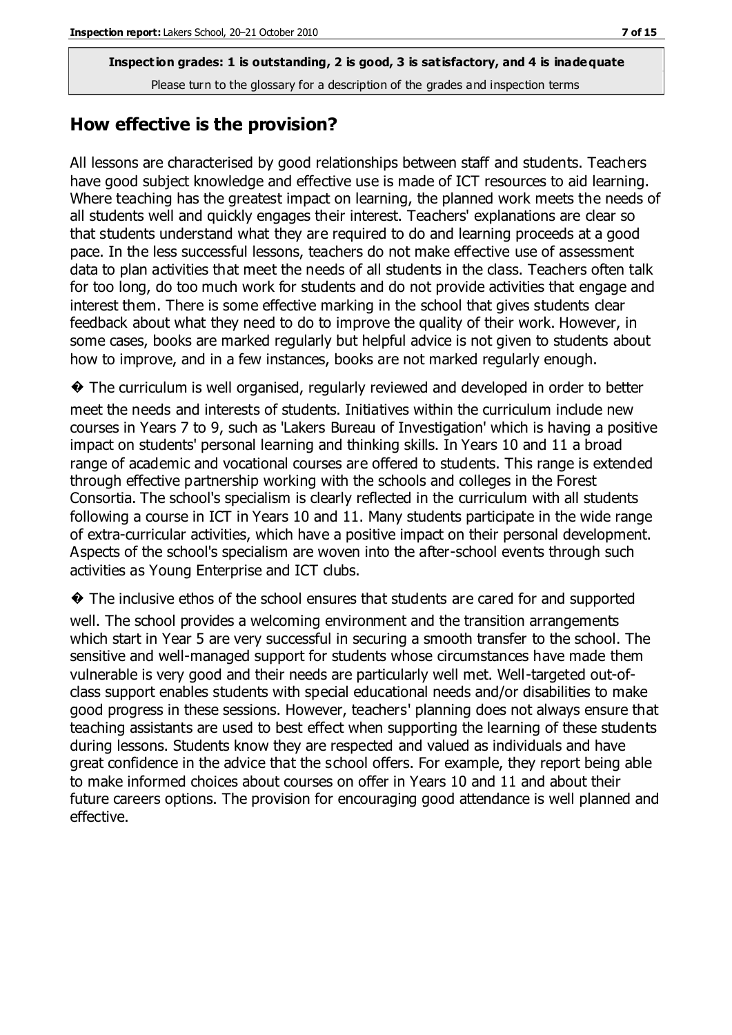**Inspection grades: 1 is outstanding, 2 is good, 3 is satisfactory, and 4 is inadequate**

Please turn to the glossary for a description of the grades and inspection terms

## How effective is the provision?

All lessons are characterised by good relationships between staff and students. Teachers have good subject knowledge and effective use is made of ICT resources to aid learning. Where teaching has the greatest impact on learning, the planned work meets the needs of all students well and quickly engages their interest. Teachers' explanations are clear so that students understand what they are required to do and learning proceeds at a good pace. In the less successful lessons, teachers do not make effective use of assessment data to plan activities that meet the needs of all students in the class. Teachers often talk for too long, do too much work for students and do not provide activities that engage and interest them. There is some effective marking in the school that gives students clear feedback about what they need to do to improve the quality of their work. However, in some cases, books are marked regularly but helpful advice is not given to students about how to improve, and in a few instances, books are not marked regularly enough.

� The curriculum is well organised, regularly reviewed and developed in order to better meet the needs and interests of students. Initiatives within the curriculum include new courses in Years 7 to 9, such as 'Lakers Bureau of Investigation' which is having a positive impact on students' personal learning and thinking skills. In Years 10 and 11 a broad range of academic and vocational courses are offered to students. This range is extended through effective partnership working with the schools and colleges in the Forest Consortia. The school's specialism is clearly reflected in the curriculum with all students following a course in ICT in Years 10 and 11. Many students participate in the wide range of extra-curricular activities, which have a positive impact on their personal development. Aspects of the school's specialism are woven into the after-school events through such activities as Young Enterprise and ICT clubs.

� The inclusive ethos of the school ensures that students are cared for and supported well. The school provides a welcoming environment and the transition arrangements which start in Year 5 are very successful in securing a smooth transfer to the school. The sensitive and well-managed support for students whose circumstances have made them vulnerable is very good and their needs are particularly well met. Well-targeted out-of-class support enables students with special educational needs and/or disabilities to make good progress in these sessions. However, teachers' planning does not always ensure that teaching assistants are used to best effect when supporting the learning of these students during lessons. Students know they are respected and valued as individuals and have great confidence in the advice that the school offers. For example, they report being able to make informed choices about courses on offer in Years 10 and 11 and about their future careers options. The provision for encouraging good attendance is well planned and effective.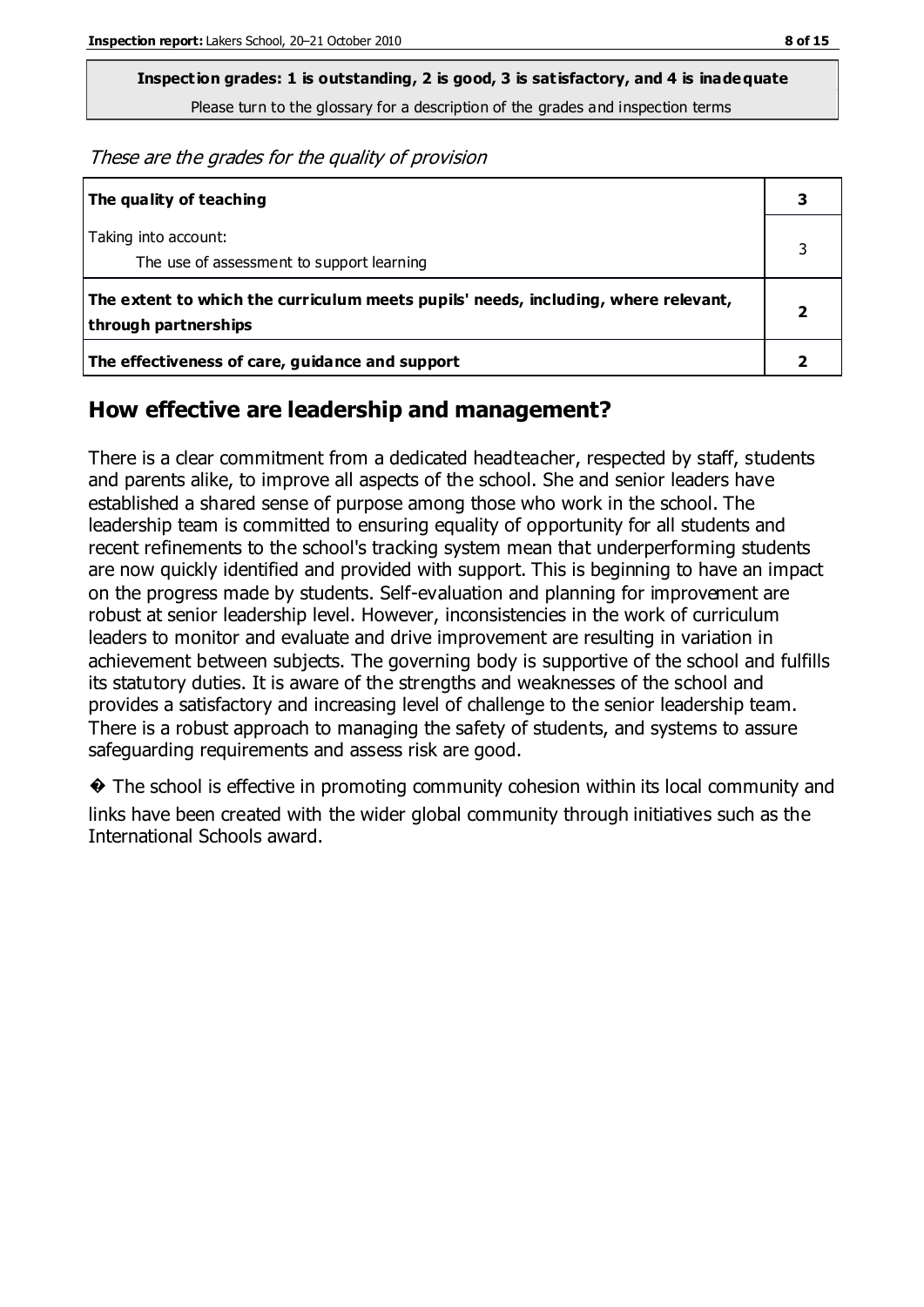**Inspection grades: 1 is outstanding, 2 is good, 3 is satisfactory, and 4 is inadequate**

Please turn to the glossary for a description of the grades and inspection terms

*These are the grades for the quality of provision*

| | |
|---|---|
| **The quality of teaching** | **3** |
| Taking into account:<br>The use of assessment to support learning | 3 |
| **The extent to which the curriculum meets pupils' needs, including, where relevant, through partnerships** | **2** |
| **The effectiveness of care, guidance and support** | **2** |

## How effective are leadership and management?

There is a clear commitment from a dedicated headteacher, respected by staff, students and parents alike, to improve all aspects of the school. She and senior leaders have established a shared sense of purpose among those who work in the school. The leadership team is committed to ensuring equality of opportunity for all students and recent refinements to the school's tracking system mean that underperforming students are now quickly identified and provided with support. This is beginning to have an impact on the progress made by students. Self-evaluation and planning for improvement are robust at senior leadership level. However, inconsistencies in the work of curriculum leaders to monitor and evaluate and drive improvement are resulting in variation in achievement between subjects. The governing body is supportive of the school and fulfills its statutory duties. It is aware of the strengths and weaknesses of the school and provides a satisfactory and increasing level of challenge to the senior leadership team. There is a robust approach to managing the safety of students, and systems to assure safeguarding requirements and assess risk are good.

� The school is effective in promoting community cohesion within its local community and links have been created with the wider global community through initiatives such as the International Schools award.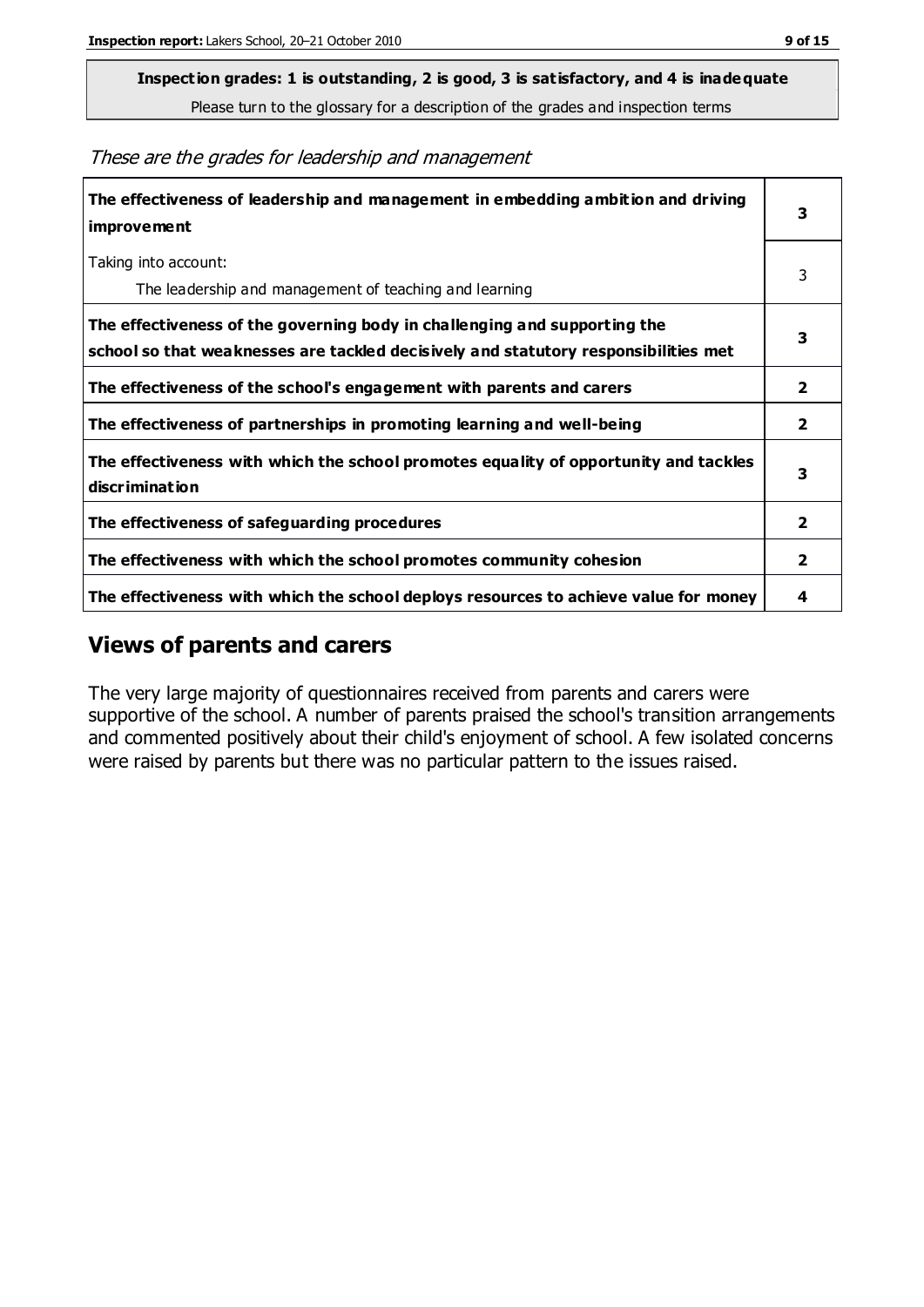**Inspection grades: 1 is outstanding, 2 is good, 3 is satisfactory, and 4 is inadequate**

Please turn to the glossary for a description of the grades and inspection terms

*These are the grades for leadership and management*

| | |
|---|---|
| **The effectiveness of leadership and management in embedding ambition and driving improvement** | **3** |
| Taking into account:<br>The leadership and management of teaching and learning | 3 |
| **The effectiveness of the governing body in challenging and supporting the school so that weaknesses are tackled decisively and statutory responsibilities met** | **3** |
| **The effectiveness of the school's engagement with parents and carers** | **2** |
| **The effectiveness of partnerships in promoting learning and well-being** | **2** |
| **The effectiveness with which the school promotes equality of opportunity and tackles discrimination** | **3** |
| **The effectiveness of safeguarding procedures** | **2** |
| **The effectiveness with which the school promotes community cohesion** | **2** |
| **The effectiveness with which the school deploys resources to achieve value for money** | **4** |

## Views of parents and carers

The very large majority of questionnaires received from parents and carers were supportive of the school. A number of parents praised the school's transition arrangements and commented positively about their child's enjoyment of school. A few isolated concerns were raised by parents but there was no particular pattern to the issues raised.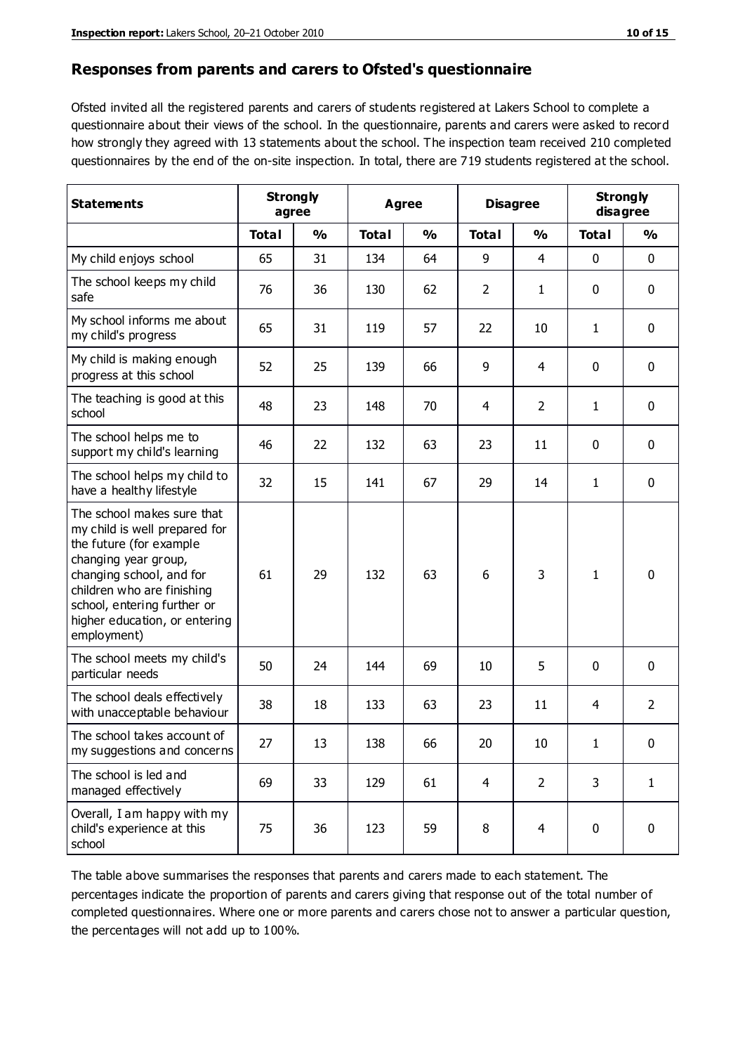## Responses from parents and carers to Ofsted's questionnaire

Ofsted invited all the registered parents and carers of students registered at Lakers School to complete a questionnaire about their views of the school. In the questionnaire, parents and carers were asked to record how strongly they agreed with 13 statements about the school. The inspection team received 210 completed questionnaires by the end of the on-site inspection. In total, there are 719 students registered at the school.

| Statements | Strongly agree | | Agree | | Disagree | | Strongly disagree | |
|---|---|---|---|---|---|---|---|---|
| | Total | % | Total | % | Total | % | Total | % |
| My child enjoys school | 65 | 31 | 134 | 64 | 9 | 4 | 0 | 0 |
| The school keeps my child safe | 76 | 36 | 130 | 62 | 2 | 1 | 0 | 0 |
| My school informs me about my child's progress | 65 | 31 | 119 | 57 | 22 | 10 | 1 | 0 |
| My child is making enough progress at this school | 52 | 25 | 139 | 66 | 9 | 4 | 0 | 0 |
| The teaching is good at this school | 48 | 23 | 148 | 70 | 4 | 2 | 1 | 0 |
| The school helps me to support my child's learning | 46 | 22 | 132 | 63 | 23 | 11 | 0 | 0 |
| The school helps my child to have a healthy lifestyle | 32 | 15 | 141 | 67 | 29 | 14 | 1 | 0 |
| The school makes sure that my child is well prepared for the future (for example changing year group, changing school, and for children who are finishing school, entering further or higher education, or entering employment) | 61 | 29 | 132 | 63 | 6 | 3 | 1 | 0 |
| The school meets my child's particular needs | 50 | 24 | 144 | 69 | 10 | 5 | 0 | 0 |
| The school deals effectively with unacceptable behaviour | 38 | 18 | 133 | 63 | 23 | 11 | 4 | 2 |
| The school takes account of my suggestions and concerns | 27 | 13 | 138 | 66 | 20 | 10 | 1 | 0 |
| The school is led and managed effectively | 69 | 33 | 129 | 61 | 4 | 2 | 3 | 1 |
| Overall, I am happy with my child's experience at this school | 75 | 36 | 123 | 59 | 8 | 4 | 0 | 0 |

The table above summarises the responses that parents and carers made to each statement. The percentages indicate the proportion of parents and carers giving that response out of the total number of completed questionnaires. Where one or more parents and carers chose not to answer a particular question, the percentages will not add up to 100%.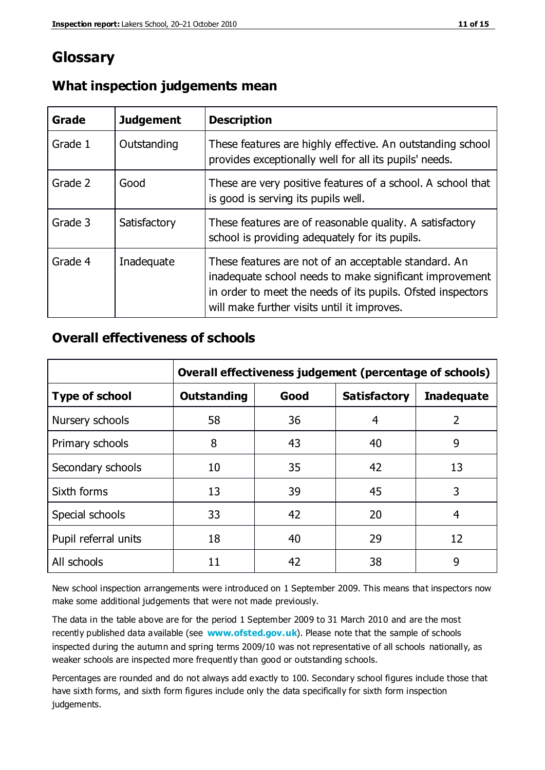# Glossary

## What inspection judgements mean

| Grade | Judgement | Description |
|---|---|---|
| Grade 1 | Outstanding | These features are highly effective. An outstanding school provides exceptionally well for all its pupils' needs. |
| Grade 2 | Good | These are very positive features of a school. A school that is good is serving its pupils well. |
| Grade 3 | Satisfactory | These features are of reasonable quality. A satisfactory school is providing adequately for its pupils. |
| Grade 4 | Inadequate | These features are not of an acceptable standard. An inadequate school needs to make significant improvement in order to meet the needs of its pupils. Ofsted inspectors will make further visits until it improves. |

## Overall effectiveness of schools

| | Overall effectiveness judgement (percentage of schools) | | | |
|---|---|---|---|---|
| **Type of school** | **Outstanding** | **Good** | **Satisfactory** | **Inadequate** |
| Nursery schools | 58 | 36 | 4 | 2 |
| Primary schools | 8 | 43 | 40 | 9 |
| Secondary schools | 10 | 35 | 42 | 13 |
| Sixth forms | 13 | 39 | 45 | 3 |
| Special schools | 33 | 42 | 20 | 4 |
| Pupil referral units | 18 | 40 | 29 | 12 |
| All schools | 11 | 42 | 38 | 9 |

New school inspection arrangements were introduced on 1 September 2009. This means that inspectors now make some additional judgements that were not made previously.

The data in the table above are for the period 1 September 2009 to 31 March 2010 and are the most recently published data available (see **www.ofsted.gov.uk**). Please note that the sample of schools inspected during the autumn and spring terms 2009/10 was not representative of all schools nationally, as weaker schools are inspected more frequently than good or outstanding schools.

Percentages are rounded and do not always add exactly to 100. Secondary school figures include those that have sixth forms, and sixth form figures include only the data specifically for sixth form inspection judgements.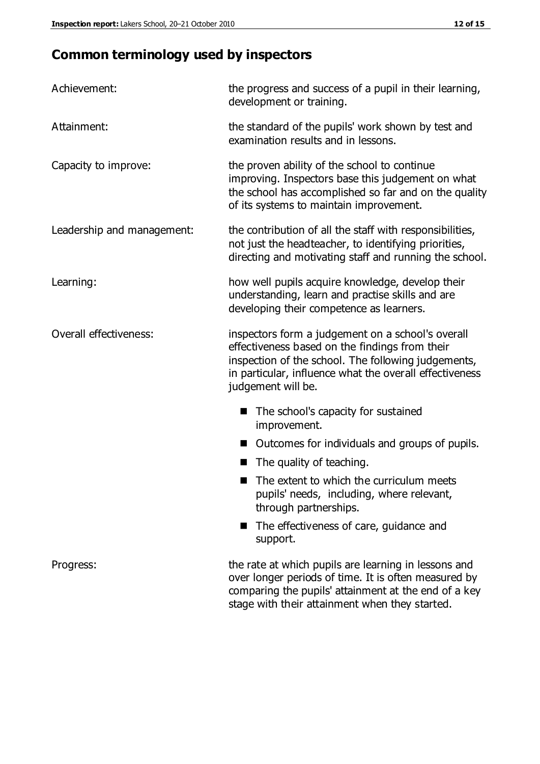## Common terminology used by inspectors

**Achievement:** the progress and success of a pupil in their learning, development or training.

**Attainment:** the standard of the pupils' work shown by test and examination results and in lessons.

**Capacity to improve:** the proven ability of the school to continue improving. Inspectors base this judgement on what the school has accomplished so far and on the quality of its systems to maintain improvement.

**Leadership and management:** the contribution of all the staff with responsibilities, not just the headteacher, to identifying priorities, directing and motivating staff and running the school.

**Learning:** how well pupils acquire knowledge, develop their understanding, learn and practise skills and are developing their competence as learners.

**Overall effectiveness:** inspectors form a judgement on a school's overall effectiveness based on the findings from their inspection of the school. The following judgements, in particular, influence what the overall effectiveness judgement will be.

- The school's capacity for sustained improvement.
- Outcomes for individuals and groups of pupils.
- The quality of teaching.
- The extent to which the curriculum meets pupils' needs, including, where relevant, through partnerships.
- The effectiveness of care, guidance and support.

**Progress:** the rate at which pupils are learning in lessons and over longer periods of time. It is often measured by comparing the pupils' attainment at the end of a key stage with their attainment when they started.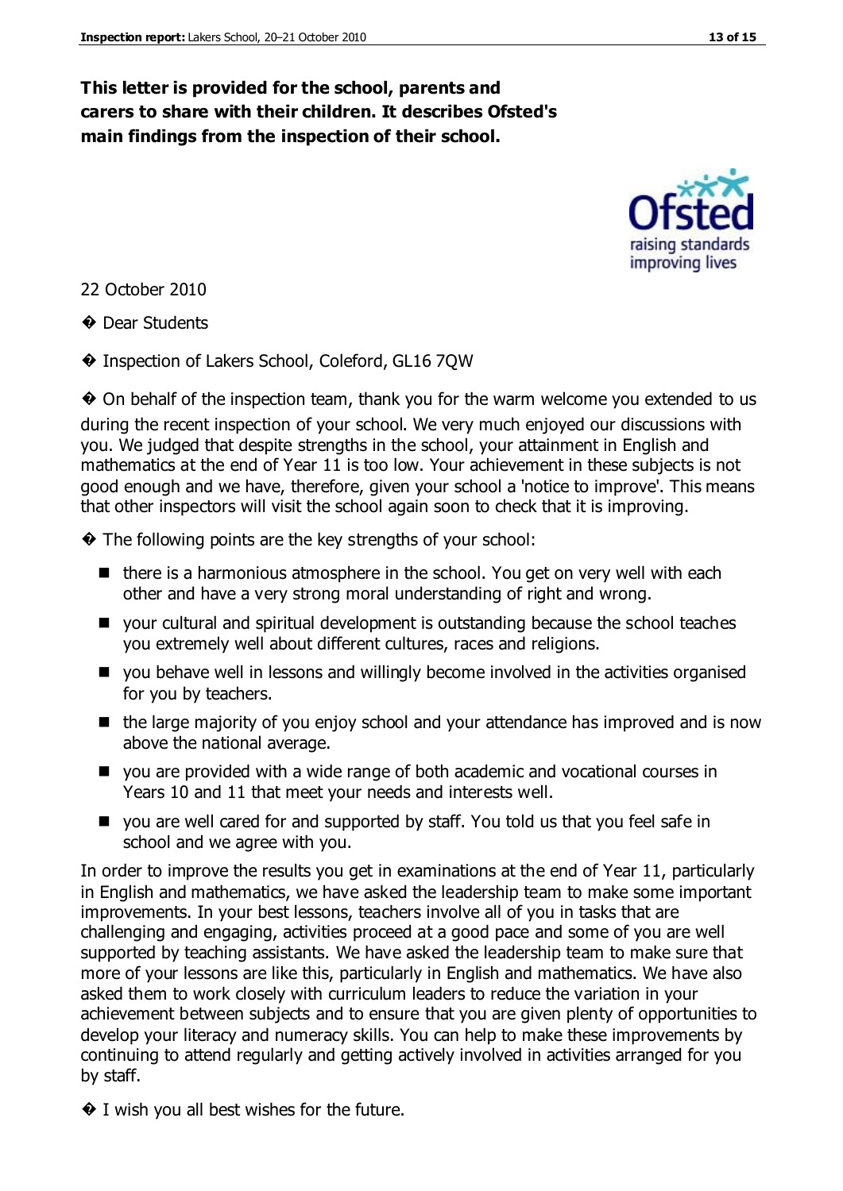**This letter is provided for the school, parents and carers to share with their children. It describes Ofsted's main findings from the inspection of their school.**

22 October 2010

Dear Students

Inspection of Lakers School, Coleford, GL16 7QW

On behalf of the inspection team, thank you for the warm welcome you extended to us during the recent inspection of your school. We very much enjoyed our discussions with you. We judged that despite strengths in the school, your attainment in English and mathematics at the end of Year 11 is too low. Your achievement in these subjects is not good enough and we have, therefore, given your school a 'notice to improve'. This means that other inspectors will visit the school again soon to check that it is improving.

The following points are the key strengths of your school:

- there is a harmonious atmosphere in the school. You get on very well with each other and have a very strong moral understanding of right and wrong.
- your cultural and spiritual development is outstanding because the school teaches you extremely well about different cultures, races and religions.
- you behave well in lessons and willingly become involved in the activities organised for you by teachers.
- the large majority of you enjoy school and your attendance has improved and is now above the national average.
- you are provided with a wide range of both academic and vocational courses in Years 10 and 11 that meet your needs and interests well.
- you are well cared for and supported by staff. You told us that you feel safe in school and we agree with you.

In order to improve the results you get in examinations at the end of Year 11, particularly in English and mathematics, we have asked the leadership team to make some important improvements. In your best lessons, teachers involve all of you in tasks that are challenging and engaging, activities proceed at a good pace and some of you are well supported by teaching assistants. We have asked the leadership team to make sure that more of your lessons are like this, particularly in English and mathematics. We have also asked them to work closely with curriculum leaders to reduce the variation in your achievement between subjects and to ensure that you are given plenty of opportunities to develop your literacy and numeracy skills. You can help to make these improvements by continuing to attend regularly and getting actively involved in activities arranged for you by staff.

I wish you all best wishes for the future.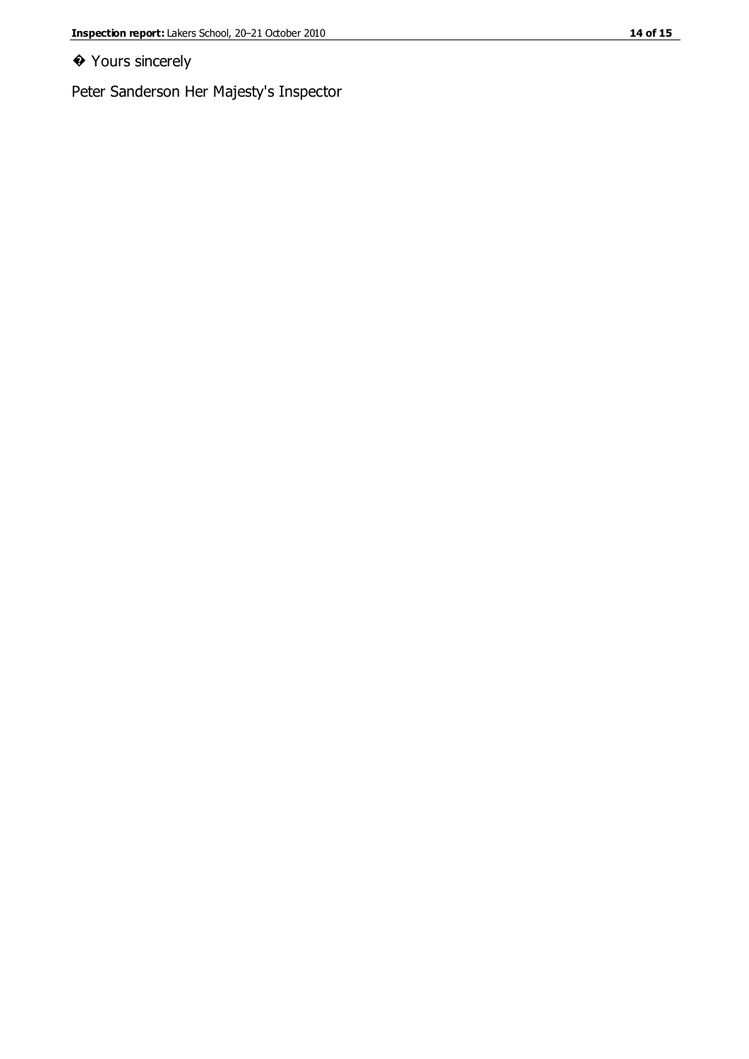� Yours sincerely

Peter Sanderson Her Majesty's Inspector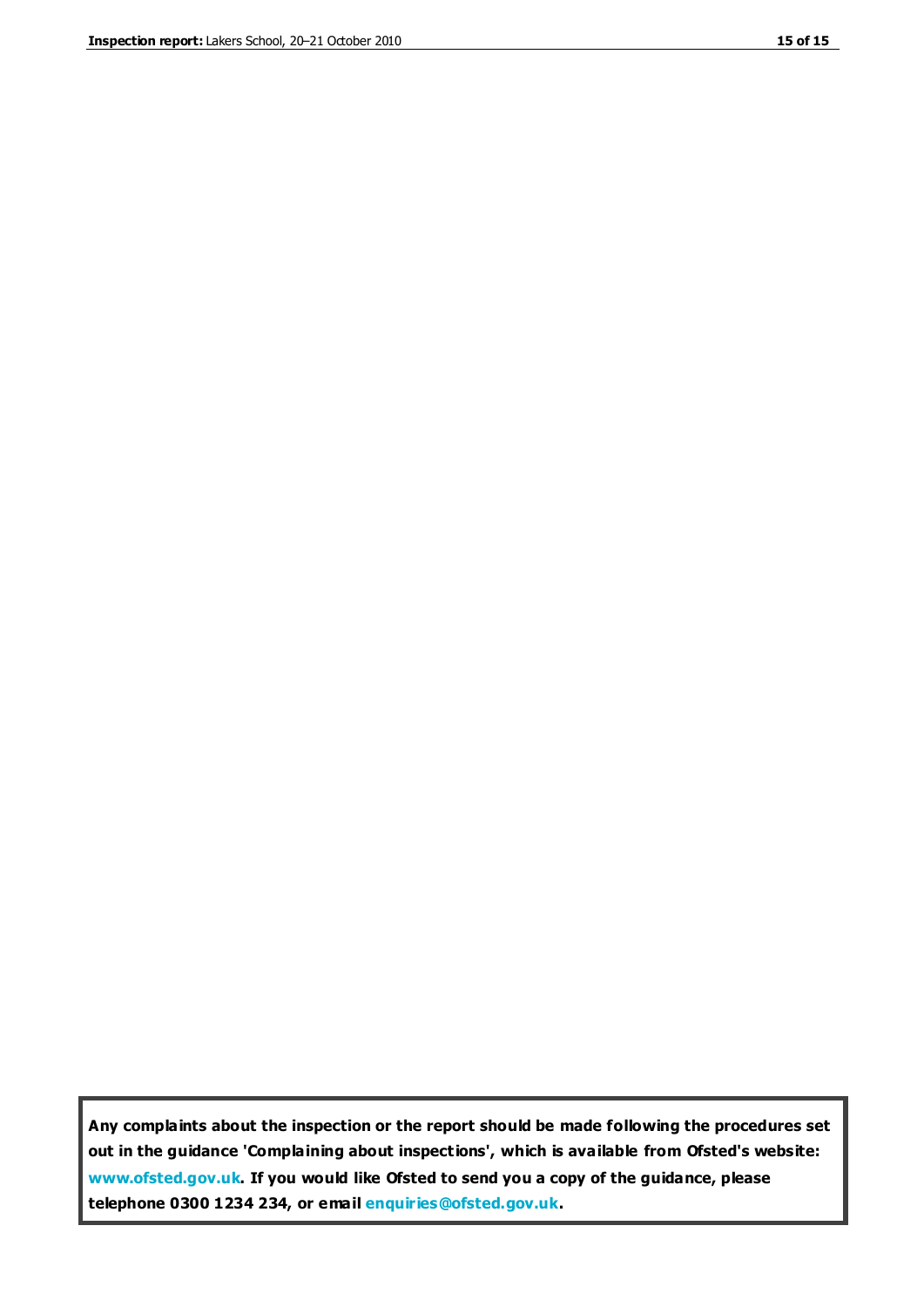**Any complaints about the inspection or the report should be made following the procedures set out in the guidance 'Complaining about inspections', which is available from Ofsted's website: www.ofsted.gov.uk. If you would like Ofsted to send you a copy of the guidance, please telephone 0300 1234 234, or email enquiries@ofsted.gov.uk.**